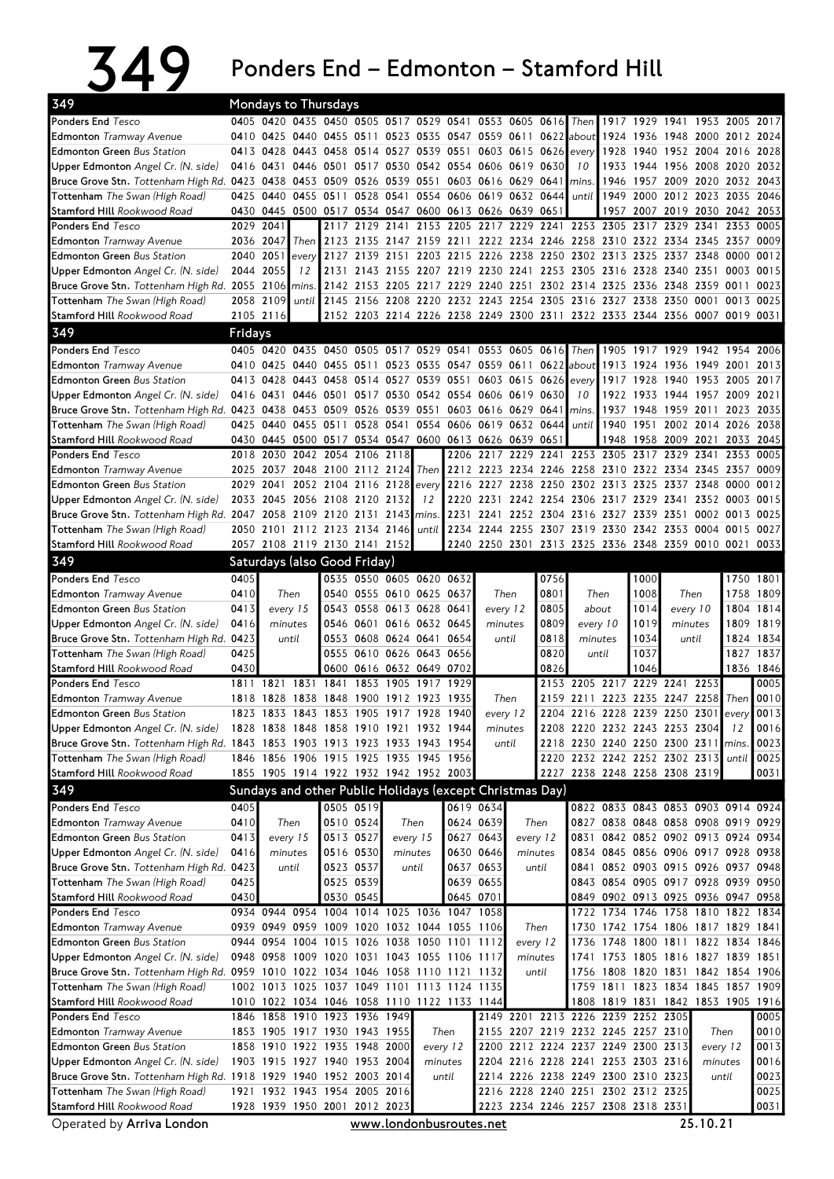# 349 Ponders End – Edmonton – Stamford Hill

## Mondays to Thursdays

| 349 | | | | | | | | | | | | | | | | | | |
|---|---|---|---|---|---|---|---|---|---|---|---|---|---|---|---|---|---|---|
| **Ponders End** *Tesco* | 0405 | 0420 | 0435 | 0450 | 0505 | 0517 | 0529 | 0541 | 0553 | 0605 | 0616 | *Then* | 1917 | 1929 | 1941 | 1953 | 2005 | 2017 |
| **Edmonton** *Tramway Avenue* | 0410 | 0425 | 0440 | 0455 | 0511 | 0523 | 0535 | 0547 | 0559 | 0611 | 0622 | *about* | 1924 | 1936 | 1948 | 2000 | 2012 | 2024 |
| **Edmonton Green** *Bus Station* | 0413 | 0428 | 0443 | 0458 | 0514 | 0527 | 0539 | 0551 | 0603 | 0615 | 0626 | *every* | 1928 | 1940 | 1952 | 2004 | 2016 | 2028 |
| **Upper Edmonton** *Angel Cr. (N. side)* | 0416 | 0431 | 0446 | 0501 | 0517 | 0530 | 0542 | 0554 | 0606 | 0619 | 0630 | *10* | 1933 | 1944 | 1956 | 2008 | 2020 | 2032 |
| **Bruce Grove Stn.** *Tottenham High Rd.* | 0423 | 0438 | 0453 | 0509 | 0526 | 0539 | 0551 | 0603 | 0616 | 0629 | 0641 | *mins.* | 1946 | 1957 | 2009 | 2020 | 2032 | 2043 |
| **Tottenham** *The Swan (High Road)* | 0425 | 0440 | 0455 | 0511 | 0528 | 0541 | 0554 | 0606 | 0619 | 0632 | 0644 | *until* | 1949 | 2000 | 2012 | 2023 | 2035 | 2046 |
| **Stamford Hill** *Rookwood Road* | 0430 | 0445 | 0500 | 0517 | 0534 | 0547 | 0600 | 0613 | 0626 | 0639 | 0651 | | 1957 | 2007 | 2019 | 2030 | 2042 | 2053 |

| | | | | | | | | | | | | | | | | | | |
|---|---|---|---|---|---|---|---|---|---|---|---|---|---|---|---|---|---|---|
| **Ponders End** *Tesco* | 2029 | 2041 | | 2117 | 2129 | 2141 | 2153 | 2205 | 2217 | 2229 | 2241 | 2253 | 2305 | 2317 | 2329 | 2341 | 2353 | 0005 |
| **Edmonton** *Tramway Avenue* | 2036 | 2047 | *Then* | 2123 | 2135 | 2147 | 2159 | 2211 | 2222 | 2234 | 2246 | 2258 | 2310 | 2322 | 2334 | 2345 | 2357 | 0009 |
| **Edmonton Green** *Bus Station* | 2040 | 2051 | *every* | 2127 | 2139 | 2151 | 2203 | 2215 | 2226 | 2238 | 2250 | 2302 | 2313 | 2325 | 2337 | 2348 | 0000 | 0012 |
| **Upper Edmonton** *Angel Cr. (N. side)* | 2044 | 2055 | *12* | 2131 | 2143 | 2155 | 2207 | 2219 | 2230 | 2241 | 2253 | 2305 | 2316 | 2328 | 2340 | 2351 | 0003 | 0015 |
| **Bruce Grove Stn.** *Tottenham High Rd.* | 2055 | 2106 | *mins.* | 2142 | 2153 | 2205 | 2217 | 2229 | 2240 | 2251 | 2302 | 2314 | 2325 | 2336 | 2348 | 2359 | 0011 | 0023 |
| **Tottenham** *The Swan (High Road)* | 2058 | 2109 | *until* | 2145 | 2156 | 2208 | 2220 | 2232 | 2243 | 2254 | 2305 | 2316 | 2327 | 2338 | 2350 | 0001 | 0013 | 0025 |
| **Stamford Hill** *Rookwood Road* | 2105 | 2116 | | 2152 | 2203 | 2214 | 2226 | 2238 | 2249 | 2300 | 2311 | 2322 | 2333 | 2344 | 2356 | 0007 | 0019 | 0031 |

## Fridays

| 349 | | | | | | | | | | | | | | | | | | |
|---|---|---|---|---|---|---|---|---|---|---|---|---|---|---|---|---|---|---|
| **Ponders End** *Tesco* | 0405 | 0420 | 0435 | 0450 | 0505 | 0517 | 0529 | 0541 | 0553 | 0605 | 0616 | *Then* | 1905 | 1917 | 1929 | 1942 | 1954 | 2006 |
| **Edmonton** *Tramway Avenue* | 0410 | 0425 | 0440 | 0455 | 0511 | 0523 | 0535 | 0547 | 0559 | 0611 | 0622 | *about* | 1913 | 1924 | 1936 | 1949 | 2001 | 2013 |
| **Edmonton Green** *Bus Station* | 0413 | 0428 | 0443 | 0458 | 0514 | 0527 | 0539 | 0551 | 0603 | 0615 | 0626 | *every* | 1917 | 1928 | 1940 | 1953 | 2005 | 2017 |
| **Upper Edmonton** *Angel Cr. (N. side)* | 0416 | 0431 | 0446 | 0501 | 0517 | 0530 | 0542 | 0554 | 0606 | 0619 | 0630 | *10* | 1922 | 1933 | 1944 | 1957 | 2009 | 2021 |
| **Bruce Grove Stn.** *Tottenham High Rd.* | 0423 | 0438 | 0453 | 0509 | 0526 | 0539 | 0551 | 0603 | 0616 | 0629 | 0641 | *mins.* | 1937 | 1948 | 1959 | 2011 | 2023 | 2035 |
| **Tottenham** *The Swan (High Road)* | 0425 | 0440 | 0455 | 0511 | 0528 | 0541 | 0554 | 0606 | 0619 | 0632 | 0644 | *until* | 1940 | 1951 | 2002 | 2014 | 2026 | 2038 |
| **Stamford Hill** *Rookwood Road* | 0430 | 0445 | 0500 | 0517 | 0534 | 0547 | 0600 | 0613 | 0626 | 0639 | 0651 | | 1948 | 1958 | 2009 | 2021 | 2033 | 2045 |

| | | | | | | | | | | | | | | | | | | |
|---|---|---|---|---|---|---|---|---|---|---|---|---|---|---|---|---|---|---|
| **Ponders End** *Tesco* | 2018 | 2030 | 2042 | 2054 | 2106 | 2118 | | 2206 | 2217 | 2229 | 2241 | 2253 | 2305 | 2317 | 2329 | 2341 | 2353 | 0005 |
| **Edmonton** *Tramway Avenue* | 2025 | 2037 | 2048 | 2100 | 2112 | 2124 | *Then* | 2212 | 2223 | 2234 | 2246 | 2258 | 2310 | 2322 | 2334 | 2345 | 2357 | 0009 |
| **Edmonton Green** *Bus Station* | 2029 | 2041 | 2052 | 2104 | 2116 | 2128 | *every* | 2216 | 2227 | 2238 | 2250 | 2302 | 2313 | 2325 | 2337 | 2348 | 0000 | 0012 |
| **Upper Edmonton** *Angel Cr. (N. side)* | 2033 | 2045 | 2056 | 2108 | 2120 | 2132 | *12* | 2220 | 2231 | 2242 | 2254 | 2306 | 2317 | 2329 | 2341 | 2352 | 0003 | 0015 |
| **Bruce Grove Stn.** *Tottenham High Rd.* | 2047 | 2058 | 2109 | 2120 | 2131 | 2143 | *mins.* | 2231 | 2241 | 2252 | 2304 | 2316 | 2327 | 2339 | 2351 | 0002 | 0013 | 0025 |
| **Tottenham** *The Swan (High Road)* | 2050 | 2101 | 2112 | 2123 | 2134 | 2146 | *until* | 2234 | 2244 | 2255 | 2307 | 2319 | 2330 | 2342 | 2353 | 0004 | 0015 | 0027 |
| **Stamford Hill** *Rookwood Road* | 2057 | 2108 | 2119 | 2130 | 2141 | 2152 | | 2240 | 2250 | 2301 | 2313 | 2325 | 2336 | 2348 | 2359 | 0010 | 0021 | 0033 |

## Saturdays (also Good Friday)

| 349 | | | | | | | | | | | | | | | |
|---|---|---|---|---|---|---|---|---|---|---|---|---|---|---|---|
| **Ponders End** *Tesco* | 0405 | | 0535 | 0550 | 0605 | 0620 | 0632 | | 0756 | | 1000 | | 1750 | 1801 |
| **Edmonton** *Tramway Avenue* | 0410 | *Then* | 0540 | 0555 | 0610 | 0625 | 0637 | *Then* | 0801 | *Then* | 1008 | *Then* | 1758 | 1809 |
| **Edmonton Green** *Bus Station* | 0413 | *every 15* | 0543 | 0558 | 0613 | 0628 | 0641 | *every 12* | 0805 | *about* | 1014 | *every 10* | 1804 | 1814 |
| **Upper Edmonton** *Angel Cr. (N. side)* | 0416 | *minutes* | 0546 | 0601 | 0616 | 0632 | 0645 | *minutes* | 0809 | *every 10* | 1019 | *minutes* | 1809 | 1819 |
| **Bruce Grove Stn.** *Tottenham High Rd.* | 0423 | *until* | 0553 | 0608 | 0624 | 0641 | 0654 | *until* | 0818 | *minutes* | 1034 | *until* | 1824 | 1834 |
| **Tottenham** *The Swan (High Road)* | 0425 | | 0555 | 0610 | 0626 | 0643 | 0656 | | 0820 | *until* | 1037 | | 1827 | 1837 |
| **Stamford Hill** *Rookwood Road* | 0430 | | 0600 | 0616 | 0632 | 0649 | 0702 | | 0826 | | 1046 | | 1836 | 1846 |

| | | | | | | | | | | | | | | | | | |
|---|---|---|---|---|---|---|---|---|---|---|---|---|---|---|---|---|---|
| **Ponders End** *Tesco* | 1811 | 1821 | 1831 | 1841 | 1853 | 1905 | 1917 | 1929 | | 2153 | 2205 | 2217 | 2229 | 2241 | 2253 | | 0005 |
| **Edmonton** *Tramway Avenue* | 1818 | 1828 | 1838 | 1848 | 1900 | 1912 | 1923 | 1935 | *Then* | 2159 | 2211 | 2223 | 2235 | 2247 | 2258 | *Then* | 0010 |
| **Edmonton Green** *Bus Station* | 1823 | 1833 | 1843 | 1853 | 1905 | 1917 | 1928 | 1940 | *every 12* | 2204 | 2216 | 2228 | 2239 | 2250 | 2301 | *every* | 0013 |
| **Upper Edmonton** *Angel Cr. (N. side)* | 1828 | 1838 | 1848 | 1858 | 1910 | 1921 | 1932 | 1944 | *minutes* | 2208 | 2220 | 2232 | 2243 | 2253 | 2304 | *12* | 0016 |
| **Bruce Grove Stn.** *Tottenham High Rd.* | 1843 | 1853 | 1903 | 1913 | 1923 | 1933 | 1943 | 1954 | *until* | 2218 | 2230 | 2240 | 2250 | 2300 | 2311 | *mins.* | 0023 |
| **Tottenham** *The Swan (High Road)* | 1846 | 1856 | 1906 | 1915 | 1925 | 1935 | 1945 | 1956 | | 2220 | 2232 | 2242 | 2252 | 2302 | 2313 | *until* | 0025 |
| **Stamford Hill** *Rookwood Road* | 1855 | 1905 | 1914 | 1922 | 1932 | 1942 | 1952 | 2003 | | 2227 | 2238 | 2248 | 2258 | 2308 | 2319 | | 0031 |

## Sundays and other Public Holidays (except Christmas Day)

| 349 | | | | | | | | | | | | | | | | |
|---|---|---|---|---|---|---|---|---|---|---|---|---|---|---|---|---|
| **Ponders End** *Tesco* | 0405 | | 0505 | 0519 | | 0619 | 0634 | | 0822 | 0833 | 0843 | 0853 | 0903 | 0914 | 0924 |
| **Edmonton** *Tramway Avenue* | 0410 | *Then* | 0510 | 0524 | *Then* | 0624 | 0639 | *Then* | 0827 | 0838 | 0848 | 0858 | 0908 | 0919 | 0929 |
| **Edmonton Green** *Bus Station* | 0413 | *every 15* | 0513 | 0527 | *every 15* | 0627 | 0643 | *every 12* | 0831 | 0842 | 0852 | 0902 | 0913 | 0924 | 0934 |
| **Upper Edmonton** *Angel Cr. (N. side)* | 0416 | *minutes* | 0516 | 0530 | *minutes* | 0630 | 0646 | *minutes* | 0834 | 0845 | 0856 | 0906 | 0917 | 0928 | 0938 |
| **Bruce Grove Stn.** *Tottenham High Rd.* | 0423 | *until* | 0523 | 0537 | *until* | 0637 | 0653 | *until* | 0841 | 0852 | 0903 | 0915 | 0926 | 0937 | 0948 |
| **Tottenham** *The Swan (High Road)* | 0425 | | 0525 | 0539 | | 0639 | 0655 | | 0843 | 0854 | 0905 | 0917 | 0928 | 0939 | 0950 |
| **Stamford Hill** *Rookwood Road* | 0430 | | 0530 | 0545 | | 0645 | 0701 | | 0849 | 0902 | 0913 | 0925 | 0936 | 0947 | 0958 |

| | | | | | | | | | | | | | | | | | |
|---|---|---|---|---|---|---|---|---|---|---|---|---|---|---|---|---|---|
| **Ponders End** *Tesco* | 0934 | 0944 | 0954 | 1004 | 1014 | 1025 | 1036 | 1047 | 1058 | | 1722 | 1734 | 1746 | 1758 | 1810 | 1822 | 1834 |
| **Edmonton** *Tramway Avenue* | 0939 | 0949 | 0959 | 1009 | 1020 | 1032 | 1044 | 1055 | 1106 | *Then* | 1730 | 1742 | 1754 | 1806 | 1817 | 1829 | 1841 |
| **Edmonton Green** *Bus Station* | 0944 | 0954 | 1004 | 1015 | 1026 | 1038 | 1050 | 1101 | 1112 | *every 12* | 1736 | 1748 | 1800 | 1811 | 1822 | 1834 | 1846 |
| **Upper Edmonton** *Angel Cr. (N. side)* | 0948 | 0958 | 1009 | 1020 | 1031 | 1043 | 1055 | 1106 | 1117 | *minutes* | 1741 | 1753 | 1805 | 1816 | 1827 | 1839 | 1851 |
| **Bruce Grove Stn.** *Tottenham High Rd.* | 0959 | 1010 | 1022 | 1034 | 1046 | 1058 | 1110 | 1121 | 1132 | *until* | 1756 | 1808 | 1820 | 1831 | 1842 | 1854 | 1906 |
| **Tottenham** *The Swan (High Road)* | 1002 | 1013 | 1025 | 1037 | 1049 | 1101 | 1113 | 1124 | 1135 | | 1759 | 1811 | 1823 | 1834 | 1845 | 1857 | 1909 |
| **Stamford Hill** *Rookwood Road* | 1010 | 1022 | 1034 | 1046 | 1058 | 1110 | 1122 | 1133 | 1144 | | 1808 | 1819 | 1831 | 1842 | 1853 | 1905 | 1916 |

| | | | | | | | | | | | | | | | | |
|---|---|---|---|---|---|---|---|---|---|---|---|---|---|---|---|---|
| **Ponders End** *Tesco* | 1846 | 1858 | 1910 | 1923 | 1936 | 1949 | | 2149 | 2201 | 2213 | 2226 | 2239 | 2252 | 2305 | | 0005 |
| **Edmonton** *Tramway Avenue* | 1853 | 1905 | 1917 | 1930 | 1943 | 1955 | *Then* | 2155 | 2207 | 2219 | 2232 | 2245 | 2257 | 2310 | *Then* | 0010 |
| **Edmonton Green** *Bus Station* | 1858 | 1910 | 1922 | 1935 | 1948 | 2000 | *every 12* | 2200 | 2212 | 2224 | 2237 | 2249 | 2300 | 2313 | *every 12* | 0013 |
| **Upper Edmonton** *Angel Cr. (N. side)* | 1903 | 1915 | 1927 | 1940 | 1953 | 2004 | *minutes* | 2204 | 2216 | 2228 | 2241 | 2253 | 2303 | 2316 | *minutes* | 0016 |
| **Bruce Grove Stn.** *Tottenham High Rd.* | 1918 | 1929 | 1940 | 1952 | 2003 | 2014 | *until* | 2214 | 2226 | 2238 | 2249 | 2300 | 2310 | 2323 | *until* | 0023 |
| **Tottenham** *The Swan (High Road)* | 1921 | 1932 | 1943 | 1954 | 2005 | 2016 | | 2216 | 2228 | 2240 | 2251 | 2302 | 2312 | 2325 | | 0025 |
| **Stamford Hill** *Rookwood Road* | 1928 | 1939 | 1950 | 2001 | 2012 | 2023 | | 2223 | 2234 | 2246 | 2257 | 2308 | 2318 | 2331 | | 0031 |

Operated by **Arriva London** — www.londonbusroutes.net — 25.10.21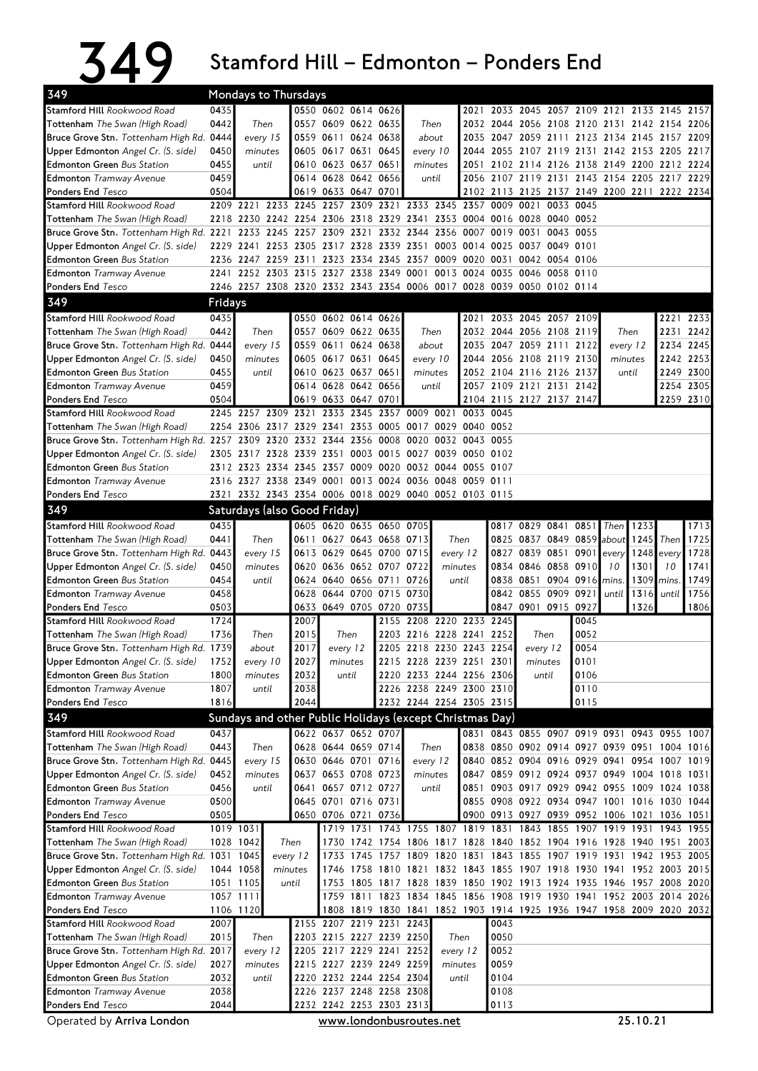# 349 Stamford Hill – Edmonton – Ponders End

## Mondays to Thursdays

| 349 | | | | | | | | | | | | | | | | | |
|---|---|---|---|---|---|---|---|---|---|---|---|---|---|---|---|---|---|
| Stamford Hill *Rookwood Road* | 0435 | Then every 15 minutes until | 0550 | 0602 | 0614 | 0626 | Then about every 10 minutes until | 2021 | 2033 | 2045 | 2057 | 2109 | 2121 | 2133 | 2145 | 2157 |
| Tottenham *The Swan (High Road)* | 0442 | | 0557 | 0609 | 0622 | 0635 | | 2032 | 2044 | 2056 | 2108 | 2120 | 2131 | 2142 | 2154 | 2206 |
| Bruce Grove Stn. *Tottenham High Rd.* | 0444 | | 0559 | 0611 | 0624 | 0638 | | 2035 | 2047 | 2059 | 2111 | 2123 | 2134 | 2145 | 2157 | 2209 |
| Upper Edmonton *Angel Cr. (S. side)* | 0450 | | 0605 | 0617 | 0631 | 0645 | | 2044 | 2055 | 2107 | 2119 | 2131 | 2142 | 2153 | 2205 | 2217 |
| Edmonton Green *Bus Station* | 0455 | | 0610 | 0623 | 0637 | 0651 | | 2051 | 2102 | 2114 | 2126 | 2138 | 2149 | 2200 | 2212 | 2224 |
| Edmonton *Tramway Avenue* | 0459 | | 0614 | 0628 | 0642 | 0656 | | 2056 | 2107 | 2119 | 2131 | 2143 | 2154 | 2205 | 2217 | 2229 |
| Ponders End *Tesco* | 0504 | | 0619 | 0633 | 0647 | 0701 | | 2102 | 2113 | 2125 | 2137 | 2149 | 2200 | 2211 | 2222 | 2234 |

| | | | | | | | | | | | | | | |
|---|---|---|---|---|---|---|---|---|---|---|---|---|---|---|
| Stamford Hill *Rookwood Road* | 2209 | 2221 | 2233 | 2245 | 2257 | 2309 | 2321 | 2333 | 2345 | 2357 | 0009 | 0021 | 0033 | 0045 |
| Tottenham *The Swan (High Road)* | 2218 | 2230 | 2242 | 2254 | 2306 | 2318 | 2329 | 2341 | 2353 | 0004 | 0016 | 0028 | 0040 | 0052 |
| Bruce Grove Stn. *Tottenham High Rd.* | 2221 | 2233 | 2245 | 2257 | 2309 | 2321 | 2332 | 2344 | 2356 | 0007 | 0019 | 0031 | 0043 | 0055 |
| Upper Edmonton *Angel Cr. (S. side)* | 2229 | 2241 | 2253 | 2305 | 2317 | 2328 | 2339 | 2351 | 0003 | 0014 | 0025 | 0037 | 0049 | 0101 |
| Edmonton Green *Bus Station* | 2236 | 2247 | 2259 | 2311 | 2323 | 2334 | 2345 | 2357 | 0009 | 0020 | 0031 | 0042 | 0054 | 0106 |
| Edmonton *Tramway Avenue* | 2241 | 2252 | 2303 | 2315 | 2327 | 2338 | 2349 | 0001 | 0013 | 0024 | 0035 | 0046 | 0058 | 0110 |
| Ponders End *Tesco* | 2246 | 2257 | 2308 | 2320 | 2332 | 2343 | 2354 | 0006 | 0017 | 0028 | 0039 | 0050 | 0102 | 0114 |

## Fridays

| 349 | | | | | | | | | | | | | | | | |
|---|---|---|---|---|---|---|---|---|---|---|---|---|---|---|---|---|
| Stamford Hill *Rookwood Road* | 0435 | Then every 15 minutes until | 0550 | 0602 | 0614 | 0626 | Then about every 10 minutes until | 2021 | 2033 | 2045 | 2057 | 2109 | Then every 12 minutes until | 2221 | 2233 |
| Tottenham *The Swan (High Road)* | 0442 | | 0557 | 0609 | 0622 | 0635 | | 2032 | 2044 | 2056 | 2108 | 2119 | | 2231 | 2242 |
| Bruce Grove Stn. *Tottenham High Rd.* | 0444 | | 0559 | 0611 | 0624 | 0638 | | 2035 | 2047 | 2059 | 2111 | 2122 | | 2234 | 2245 |
| Upper Edmonton *Angel Cr. (S. side)* | 0450 | | 0605 | 0617 | 0631 | 0645 | | 2044 | 2056 | 2108 | 2119 | 2130 | | 2242 | 2253 |
| Edmonton Green *Bus Station* | 0455 | | 0610 | 0623 | 0637 | 0651 | | 2052 | 2104 | 2116 | 2126 | 2137 | | 2249 | 2300 |
| Edmonton *Tramway Avenue* | 0459 | | 0614 | 0628 | 0642 | 0656 | | 2057 | 2109 | 2121 | 2131 | 2142 | | 2254 | 2305 |
| Ponders End *Tesco* | 0504 | | 0619 | 0633 | 0647 | 0701 | | 2104 | 2115 | 2127 | 2137 | 2147 | | 2259 | 2310 |

| | | | | | | | | | | | |
|---|---|---|---|---|---|---|---|---|---|---|---|
| Stamford Hill *Rookwood Road* | 2245 | 2257 | 2309 | 2321 | 2333 | 2345 | 2357 | 0009 | 0021 | 0033 | 0045 |
| Tottenham *The Swan (High Road)* | 2254 | 2306 | 2317 | 2329 | 2341 | 2353 | 0005 | 0017 | 0029 | 0040 | 0052 |
| Bruce Grove Stn. *Tottenham High Rd.* | 2257 | 2309 | 2320 | 2332 | 2344 | 2356 | 0008 | 0020 | 0032 | 0043 | 0055 |
| Upper Edmonton *Angel Cr. (S. side)* | 2305 | 2317 | 2328 | 2339 | 2351 | 0003 | 0015 | 0027 | 0039 | 0050 | 0102 |
| Edmonton Green *Bus Station* | 2312 | 2323 | 2334 | 2345 | 2357 | 0009 | 0020 | 0032 | 0044 | 0055 | 0107 |
| Edmonton *Tramway Avenue* | 2316 | 2327 | 2338 | 2349 | 0001 | 0013 | 0024 | 0036 | 0048 | 0059 | 0111 |
| Ponders End *Tesco* | 2321 | 2332 | 2343 | 2354 | 0006 | 0018 | 0029 | 0040 | 0052 | 0103 | 0115 |

## Saturdays (also Good Friday)

| 349 | | | | | | | | | | | | | | | | | |
|---|---|---|---|---|---|---|---|---|---|---|---|---|---|---|---|---|---|
| Stamford Hill *Rookwood Road* | 0435 | Then every 15 minutes until | 0605 | 0620 | 0635 | 0650 | 0705 | Then every 12 minutes until | 0817 | 0829 | 0841 | 0851 | Then about every 10 mins. until | 1233 | Then every 10 mins. until | 1713 |
| Tottenham *The Swan (High Road)* | 0441 | | 0611 | 0627 | 0643 | 0658 | 0713 | | 0825 | 0837 | 0849 | 0859 | | 1245 | | 1725 |
| Bruce Grove Stn. *Tottenham High Rd.* | 0443 | | 0613 | 0629 | 0645 | 0700 | 0715 | | 0827 | 0839 | 0851 | 0901 | | 1248 | | 1728 |
| Upper Edmonton *Angel Cr. (S. side)* | 0450 | | 0620 | 0636 | 0652 | 0707 | 0722 | | 0834 | 0846 | 0858 | 0910 | | 1301 | | 1741 |
| Edmonton Green *Bus Station* | 0454 | | 0624 | 0640 | 0656 | 0711 | 0726 | | 0838 | 0851 | 0904 | 0916 | | 1309 | | 1749 |
| Edmonton *Tramway Avenue* | 0458 | | 0628 | 0644 | 0700 | 0715 | 0730 | | 0842 | 0855 | 0909 | 0921 | | 1316 | | 1756 |
| Ponders End *Tesco* | 0503 | | 0633 | 0649 | 0705 | 0720 | 0735 | | 0847 | 0901 | 0915 | 0927 | | 1326 | | 1806 |

| | | | | | | | | | | | | |
|---|---|---|---|---|---|---|---|---|---|---|---|---|
| Stamford Hill *Rookwood Road* | 1724 | Then about every 10 minutes until | 2007 | Then every 12 minutes until | 2155 | 2208 | 2220 | 2233 | 2245 | Then every 12 minutes until | 0045 |
| Tottenham *The Swan (High Road)* | 1736 | | 2015 | | 2203 | 2216 | 2228 | 2241 | 2252 | | 0052 |
| Bruce Grove Stn. *Tottenham High Rd.* | 1739 | | 2017 | | 2205 | 2218 | 2230 | 2243 | 2254 | | 0054 |
| Upper Edmonton *Angel Cr. (S. side)* | 1752 | | 2027 | | 2215 | 2228 | 2239 | 2251 | 2301 | | 0101 |
| Edmonton Green *Bus Station* | 1800 | | 2032 | | 2220 | 2233 | 2244 | 2256 | 2306 | | 0106 |
| Edmonton *Tramway Avenue* | 1807 | | 2038 | | 2226 | 2238 | 2249 | 2300 | 2310 | | 0110 |
| Ponders End *Tesco* | 1816 | | 2044 | | 2232 | 2244 | 2254 | 2305 | 2315 | | 0115 |

## Sundays and other Public Holidays (except Christmas Day)

| 349 | | | | | | | | | | | | | | | | | | |
|---|---|---|---|---|---|---|---|---|---|---|---|---|---|---|---|---|---|---|
| Stamford Hill *Rookwood Road* | 0437 | Then every 15 minutes until | 0622 | 0637 | 0652 | 0707 | Then every 12 minutes until | 0831 | 0843 | 0855 | 0907 | 0919 | 0931 | 0943 | 0955 | 1007 |
| Tottenham *The Swan (High Road)* | 0443 | | 0628 | 0644 | 0659 | 0714 | | 0838 | 0850 | 0902 | 0914 | 0927 | 0939 | 0951 | 1004 | 1016 |
| Bruce Grove Stn. *Tottenham High Rd.* | 0445 | | 0630 | 0646 | 0701 | 0716 | | 0840 | 0852 | 0904 | 0916 | 0929 | 0941 | 0954 | 1007 | 1019 |
| Upper Edmonton *Angel Cr. (S. side)* | 0452 | | 0637 | 0653 | 0708 | 0723 | | 0847 | 0859 | 0912 | 0924 | 0937 | 0949 | 1004 | 1018 | 1031 |
| Edmonton Green *Bus Station* | 0456 | | 0641 | 0657 | 0712 | 0727 | | 0851 | 0903 | 0917 | 0929 | 0942 | 0955 | 1009 | 1024 | 1038 |
| Edmonton *Tramway Avenue* | 0500 | | 0645 | 0701 | 0716 | 0731 | | 0855 | 0908 | 0922 | 0934 | 0947 | 1001 | 1016 | 1030 | 1044 |
| Ponders End *Tesco* | 0505 | | 0650 | 0706 | 0721 | 0736 | | 0900 | 0913 | 0927 | 0939 | 0952 | 1006 | 1021 | 1036 | 1051 |

| | | | | | | | | | | | | | | | | | | |
|---|---|---|---|---|---|---|---|---|---|---|---|---|---|---|---|---|---|---|
| Stamford Hill *Rookwood Road* | 1019 | 1031 | Then every 12 minutes until | 1719 | 1731 | 1743 | 1755 | 1807 | 1819 | 1831 | 1843 | 1855 | 1907 | 1919 | 1931 | 1943 | 1955 |
| Tottenham *The Swan (High Road)* | 1028 | 1042 | | 1730 | 1742 | 1754 | 1806 | 1817 | 1828 | 1840 | 1852 | 1904 | 1916 | 1928 | 1940 | 1951 | 2003 |
| Bruce Grove Stn. *Tottenham High Rd.* | 1031 | 1045 | | 1733 | 1745 | 1757 | 1809 | 1820 | 1831 | 1843 | 1855 | 1907 | 1919 | 1931 | 1942 | 1953 | 2005 |
| Upper Edmonton *Angel Cr. (S. side)* | 1044 | 1058 | | 1746 | 1758 | 1810 | 1821 | 1832 | 1843 | 1855 | 1907 | 1918 | 1930 | 1941 | 1952 | 2003 | 2015 |
| Edmonton Green *Bus Station* | 1051 | 1105 | | 1753 | 1805 | 1817 | 1828 | 1839 | 1850 | 1902 | 1913 | 1924 | 1935 | 1946 | 1957 | 2008 | 2020 |
| Edmonton *Tramway Avenue* | 1057 | 1111 | | 1759 | 1811 | 1823 | 1834 | 1845 | 1856 | 1908 | 1919 | 1930 | 1941 | 1952 | 2003 | 2014 | 2026 |
| Ponders End *Tesco* | 1106 | 1120 | | 1808 | 1819 | 1830 | 1841 | 1852 | 1903 | 1914 | 1925 | 1936 | 1947 | 1958 | 2009 | 2020 | 2032 |

| | | | | | | | | | | |
|---|---|---|---|---|---|---|---|---|---|---|
| Stamford Hill *Rookwood Road* | 2007 | Then every 12 minutes until | 2155 | 2207 | 2219 | 2231 | 2243 | Then every 12 minutes until | 0043 |
| Tottenham *The Swan (High Road)* | 2015 | | 2203 | 2215 | 2227 | 2239 | 2250 | | 0050 |
| Bruce Grove Stn. *Tottenham High Rd.* | 2017 | | 2205 | 2217 | 2229 | 2241 | 2252 | | 0052 |
| Upper Edmonton *Angel Cr. (S. side)* | 2027 | | 2215 | 2227 | 2239 | 2249 | 2259 | | 0059 |
| Edmonton Green *Bus Station* | 2032 | | 2220 | 2232 | 2244 | 2254 | 2304 | | 0104 |
| Edmonton *Tramway Avenue* | 2038 | | 2226 | 2237 | 2248 | 2258 | 2308 | | 0108 |
| Ponders End *Tesco* | 2044 | | 2232 | 2242 | 2253 | 2303 | 2313 | | 0113 |

Operated by **Arriva London** www.londonbusroutes.net 25.10.21